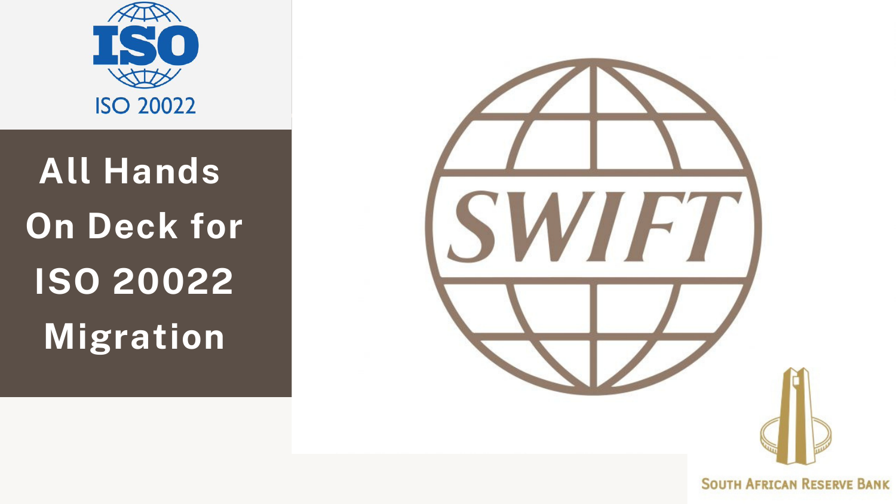ISO 20022

# All Hands On Deck for ISO 20022 Migration

SWIFT

SOUTH AFRICAN RESERVE BANK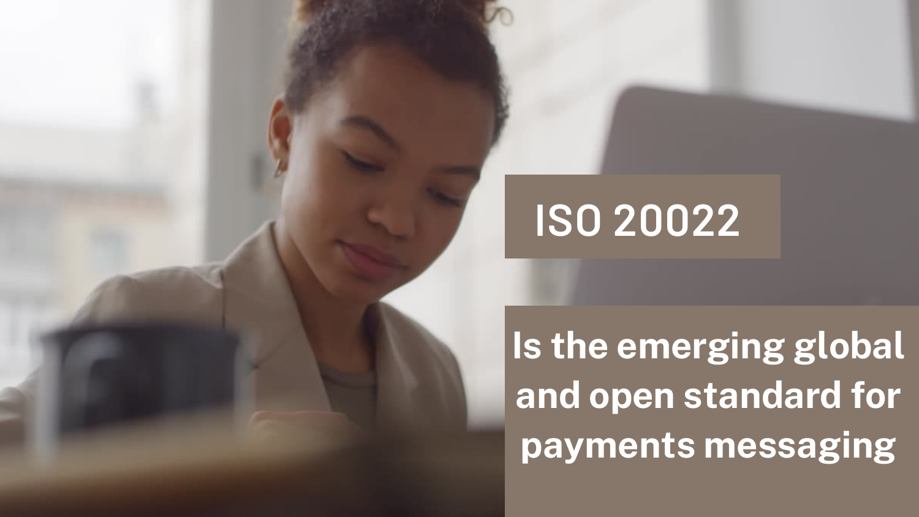# ISO 20022

**Is the emerging global and open standard for payments messaging**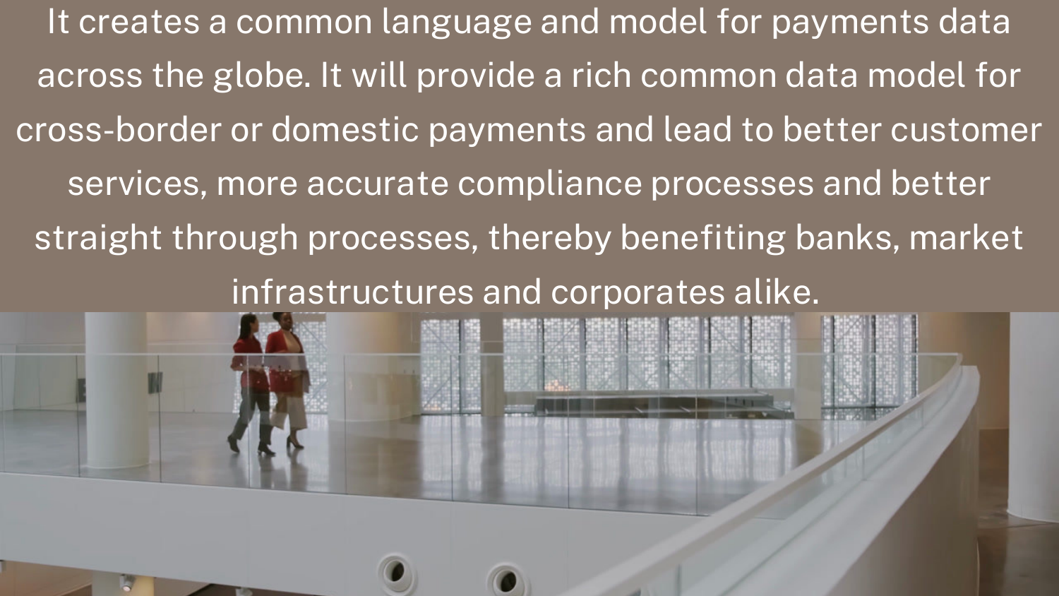It creates a common language and model for payments data across the globe. It will provide a rich common data model for cross-border or domestic payments and lead to better customer services, more accurate compliance processes and better straight through processes, thereby benefiting banks, market infrastructures and corporates alike.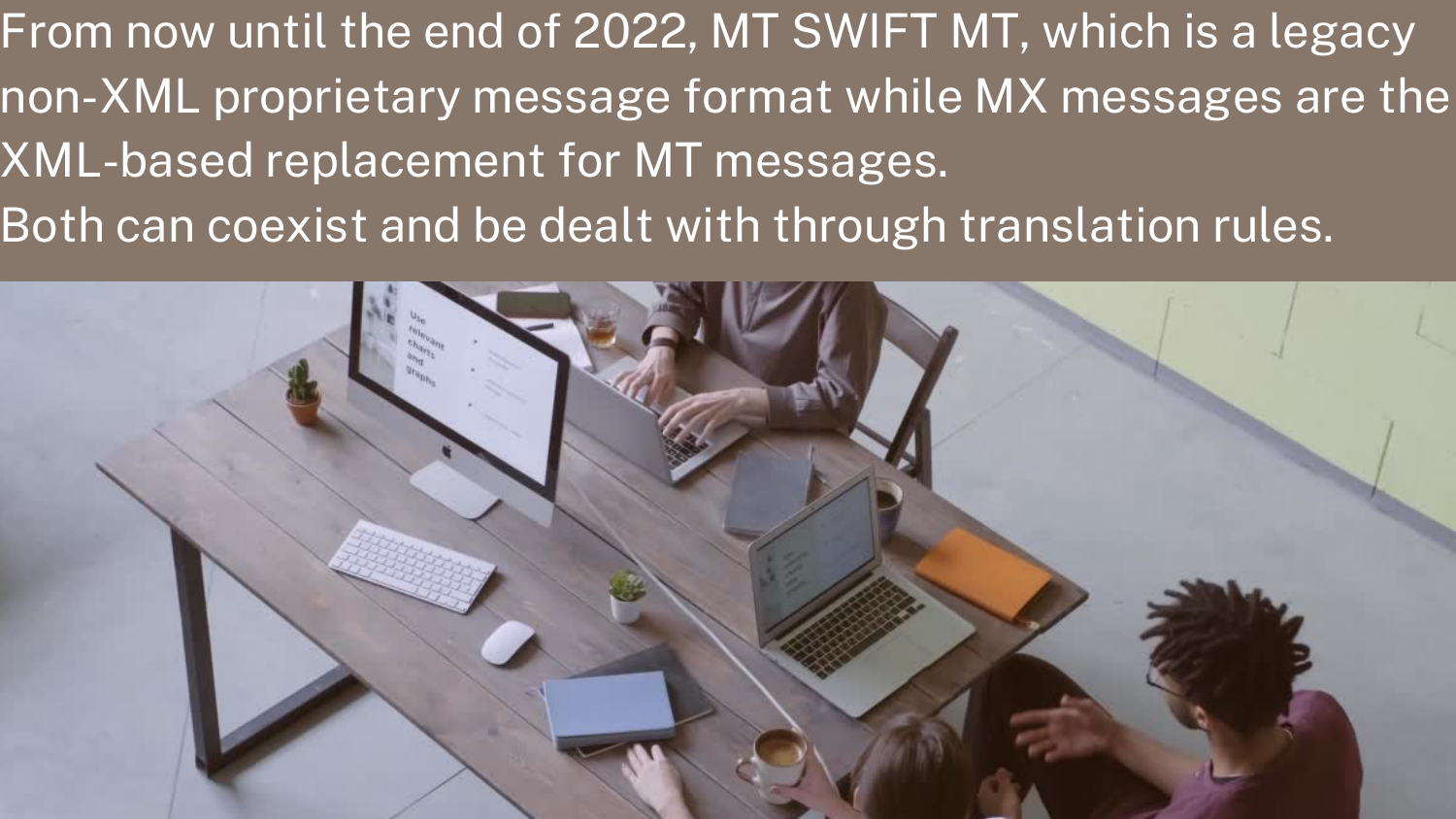From now until the end of 2022, MT SWIFT MT, which is a legacy non-XML proprietary message format while MX messages are the XML-based replacement for MT messages.

Both can coexist and be dealt with through translation rules.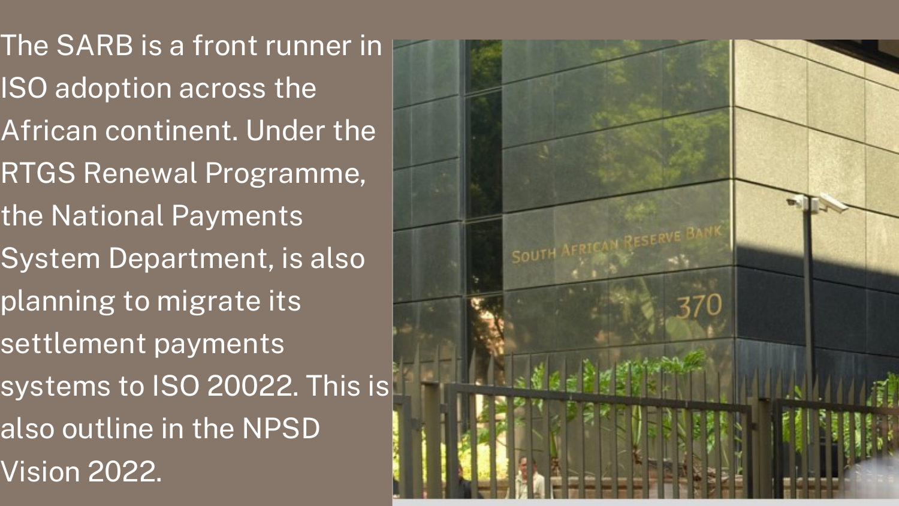The SARB is a front runner in ISO adoption across the African continent. Under the RTGS Renewal Programme, the National Payments System Department, is also planning to migrate its settlement payments systems to ISO 20022. This is also outline in the NPSD Vision 2022.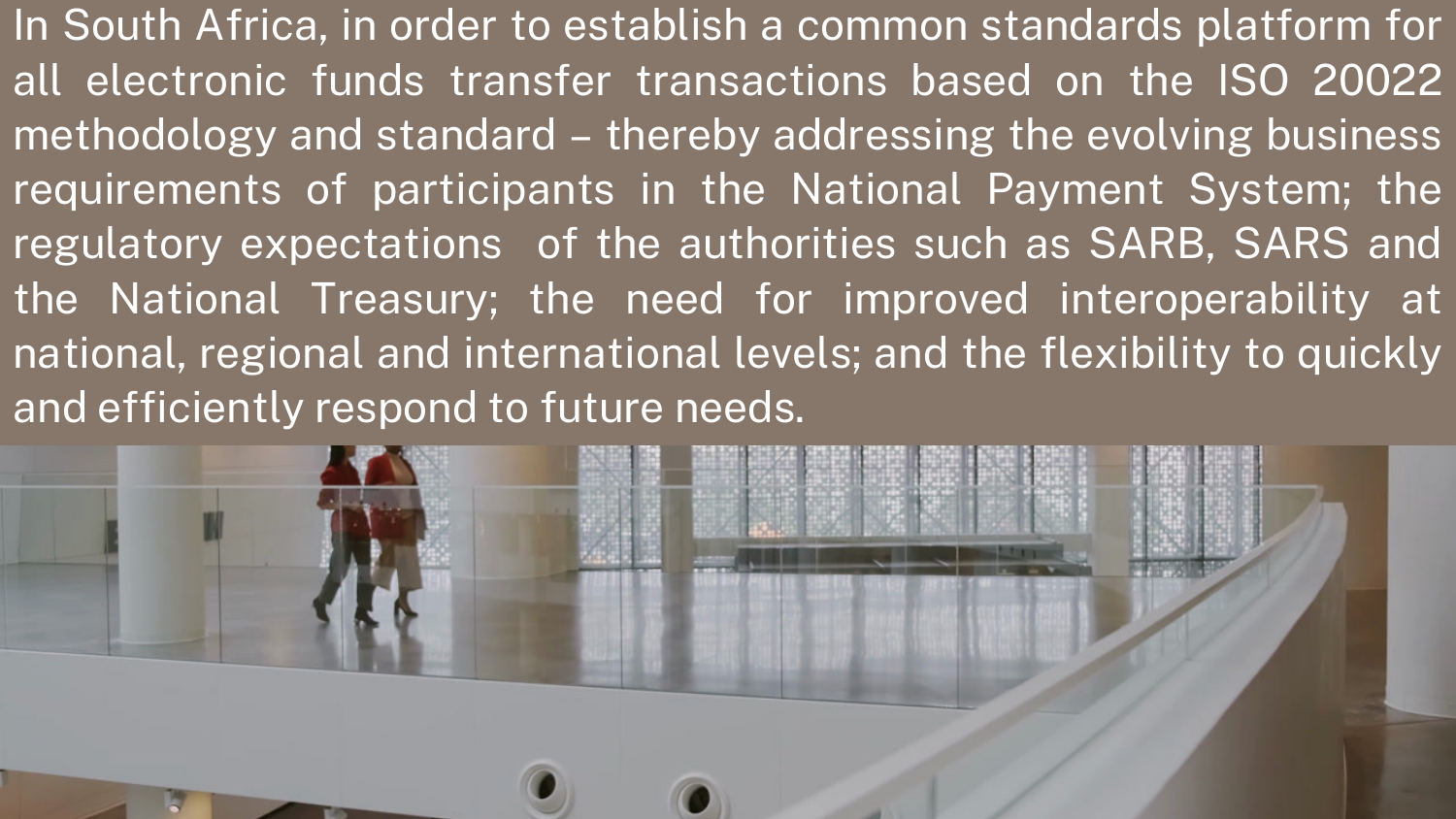In South Africa, in order to establish a common standards platform for all electronic funds transfer transactions based on the ISO 20022 methodology and standard – thereby addressing the evolving business requirements of participants in the National Payment System; the regulatory expectations of the authorities such as SARB, SARS and the National Treasury; the need for improved interoperability at national, regional and international levels; and the flexibility to quickly and efficiently respond to future needs.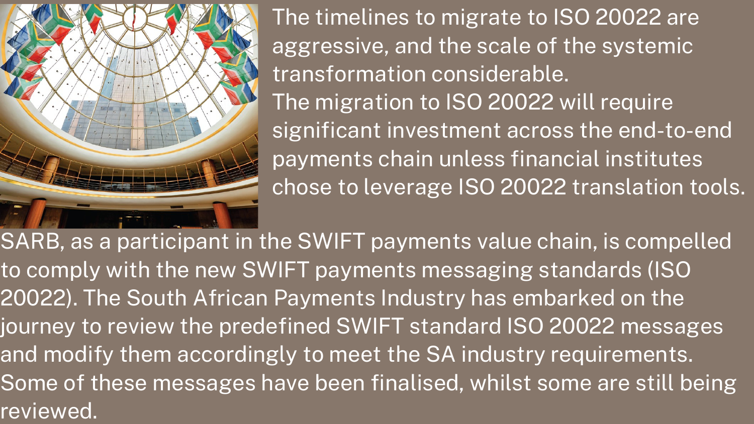The timelines to migrate to ISO 20022 are aggressive, and the scale of the systemic transformation considerable.

The migration to ISO 20022 will require significant investment across the end-to-end payments chain unless financial institutes chose to leverage ISO 20022 translation tools.

SARB, as a participant in the SWIFT payments value chain, is compelled to comply with the new SWIFT payments messaging standards (ISO 20022). The South African Payments Industry has embarked on the journey to review the predefined SWIFT standard ISO 20022 messages and modify them accordingly to meet the SA industry requirements. Some of these messages have been finalised, whilst some are still being reviewed.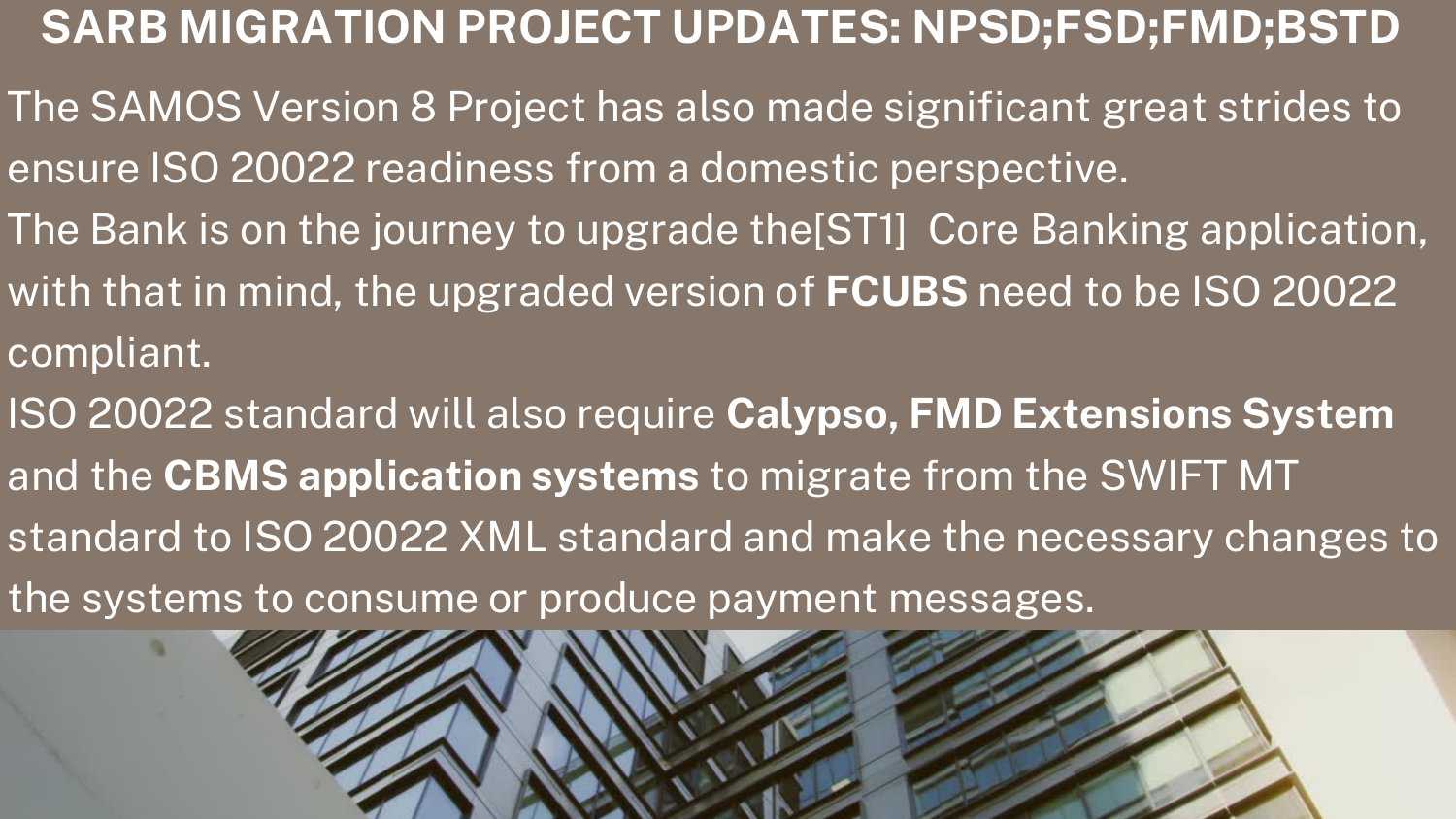# SARB MIGRATION PROJECT UPDATES: NPSD;FSD;FMD;BSTD

The SAMOS Version 8 Project has also made significant great strides to ensure ISO 20022 readiness from a domestic perspective.

The Bank is on the journey to upgrade the[ST1]  Core Banking application, with that in mind, the upgraded version of **FCUBS** need to be ISO 20022 compliant.

ISO 20022 standard will also require **Calypso, FMD Extensions System** and the **CBMS application systems** to migrate from the SWIFT MT standard to ISO 20022 XML standard and make the necessary changes to the systems to consume or produce payment messages.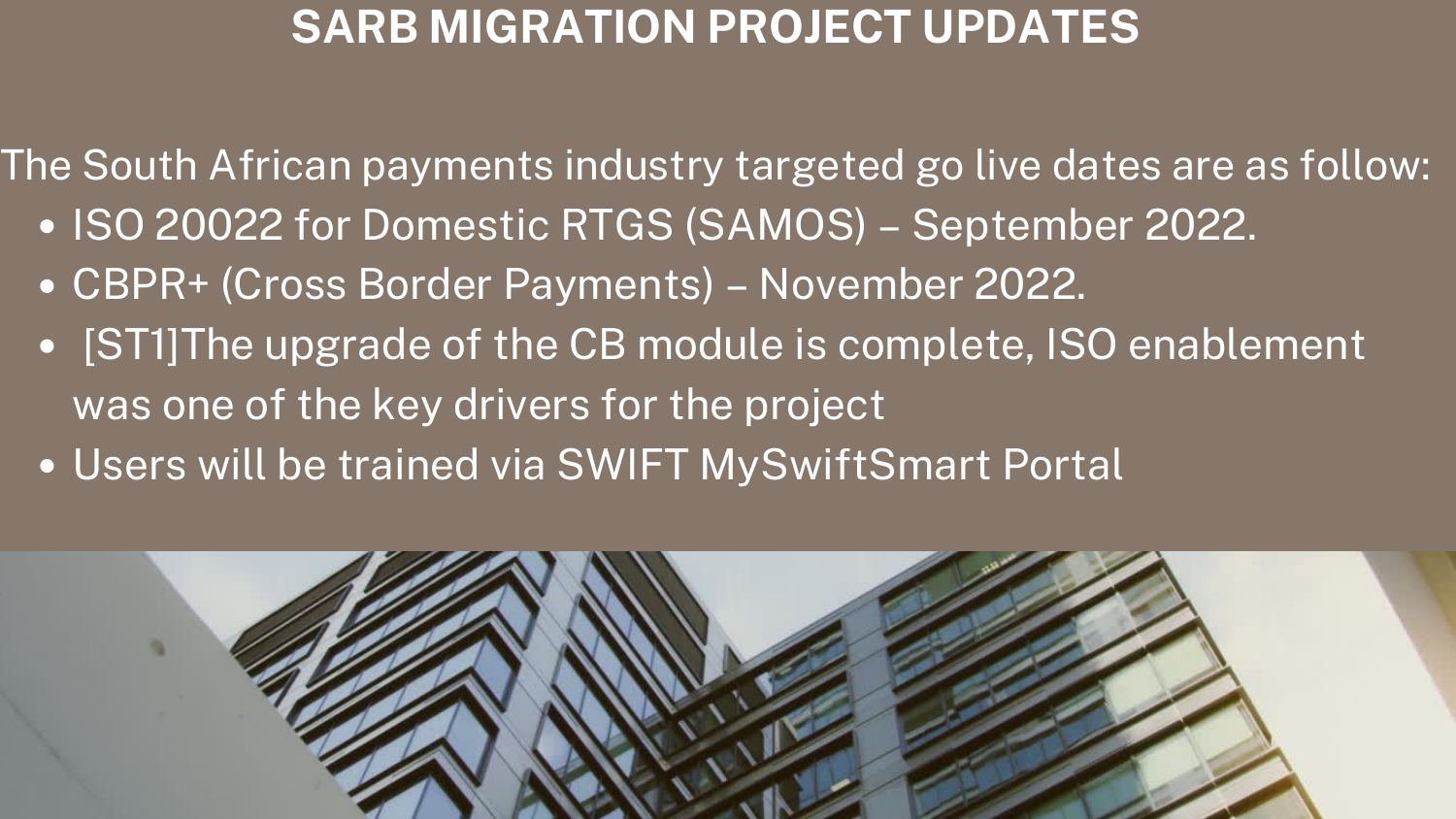# SARB MIGRATION PROJECT UPDATES

The South African payments industry targeted go live dates are as follow:

- ISO 20022 for Domestic RTGS (SAMOS) – September 2022.
- CBPR+ (Cross Border Payments) – November 2022.
- [ST1]The upgrade of the CB module is complete, ISO enablement was one of the key drivers for the project
- Users will be trained via SWIFT MySwiftSmart Portal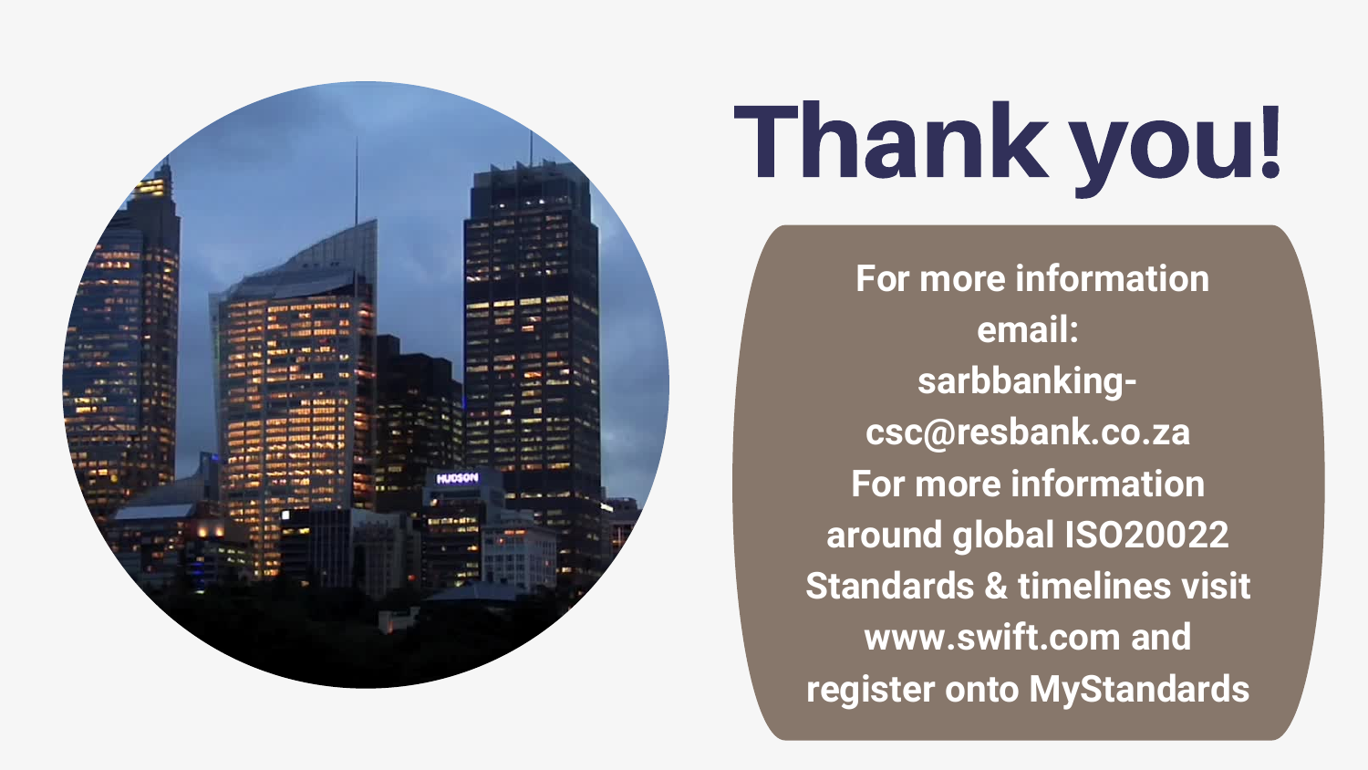# Thank you!

For more information email: sarbbanking-csc@resbank.co.za

For more information around global ISO20022 Standards & timelines visit www.swift.com and register onto MyStandards